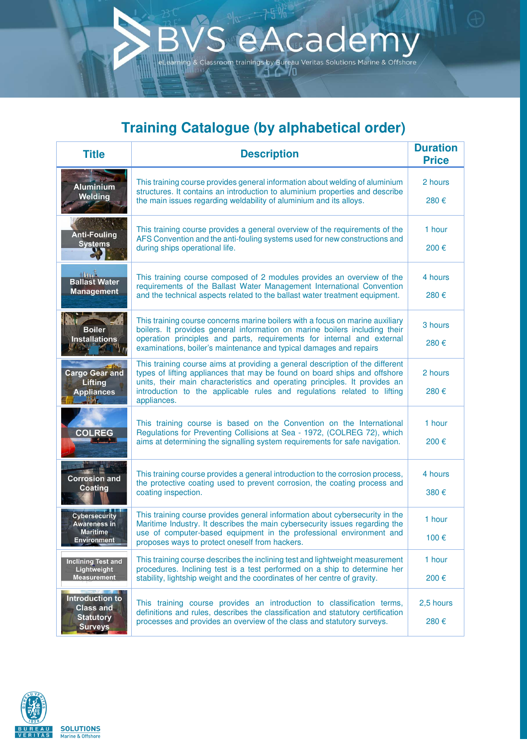# BVS eAcademy

eLearning & Classroom trainings by Bureau Veritas Solutions Marine & Offshore

## Training Catalogue (by alphabetical order)

| Title | Description | Duration Price |
|---|---|---|
| Aluminium Welding | This training course provides general information about welding of aluminium structures. It contains an introduction to aluminium properties and describe the main issues regarding weldability of aluminium and its alloys. | 2 hours<br>280 € |
| Anti-Fouling Systems | This training course provides a general overview of the requirements of the AFS Convention and the anti-fouling systems used for new constructions and during ships operational life. | 1 hour<br>200 € |
| Ballast Water Management | This training course composed of 2 modules provides an overview of the requirements of the Ballast Water Management International Convention and the technical aspects related to the ballast water treatment equipment. | 4 hours<br>280 € |
| Boiler Installations | This training course concerns marine boilers with a focus on marine auxiliary boilers. It provides general information on marine boilers including their operation principles and parts, requirements for internal and external examinations, boiler's maintenance and typical damages and repairs | 3 hours<br>280 € |
| Cargo Gear and Lifting Appliances | This training course aims at providing a general description of the different types of lifting appliances that may be found on board ships and offshore units, their main characteristics and operating principles. It provides an introduction to the applicable rules and regulations related to lifting appliances. | 2 hours<br>280 € |
| COLREG | This training course is based on the Convention on the International Regulations for Preventing Collisions at Sea - 1972, (COLREG 72), which aims at determining the signalling system requirements for safe navigation. | 1 hour<br>200 € |
| Corrosion and Coating | This training course provides a general introduction to the corrosion process, the protective coating used to prevent corrosion, the coating process and coating inspection. | 4 hours<br>380 € |
| Cybersecurity Awareness in Maritime Environment | This training course provides general information about cybersecurity in the Maritime Industry. It describes the main cybersecurity issues regarding the use of computer-based equipment in the professional environment and proposes ways to protect oneself from hackers. | 1 hour<br>100 € |
| Inclining Test and Lightweight Measurement | This training course describes the inclining test and lightweight measurement procedures. Inclining test is a test performed on a ship to determine her stability, lightship weight and the coordinates of her centre of gravity. | 1 hour<br>200 € |
| Introduction to Class and Statutory Surveys | This training course provides an introduction to classification terms, definitions and rules, describes the classification and statutory certification processes and provides an overview of the class and statutory surveys. | 2,5 hours<br>280 € |

BUREAU VERITAS SOLUTIONS Marine & Offshore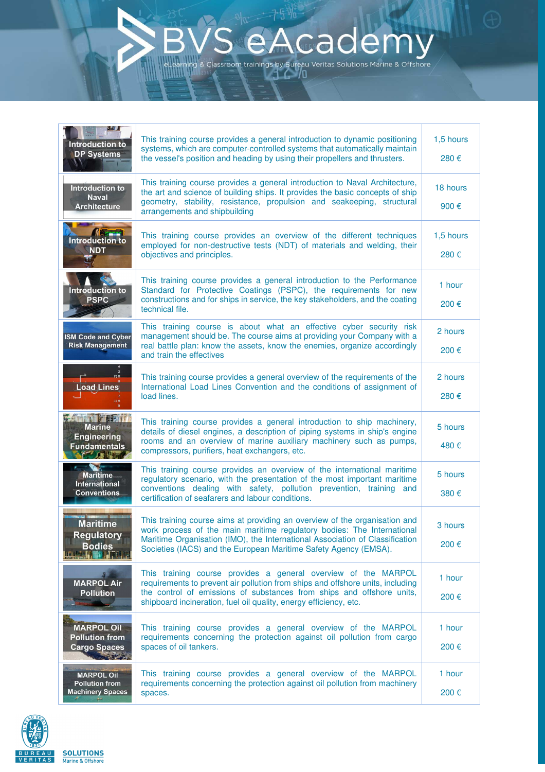# BVS eAcademy

eLearning & Classroom trainings by Bureau Veritas Solutions Marine & Offshore

| Course | Description | Duration / Price |
|---|---|---|
| Introduction to DP Systems | This training course provides a general introduction to dynamic positioning systems, which are computer-controlled systems that automatically maintain the vessel's position and heading by using their propellers and thrusters. | 1,5 hours<br>280 € |
| Introduction to Naval Architecture | This training course provides a general introduction to Naval Architecture, the art and science of building ships. It provides the basic concepts of ship geometry, stability, resistance, propulsion and seakeeping, structural arrangements and shipbuilding | 18 hours<br>900 € |
| Introduction to NDT | This training course provides an overview of the different techniques employed for non-destructive tests (NDT) of materials and welding, their objectives and principles. | 1,5 hours<br>280 € |
| Introduction to PSPC | This training course provides a general introduction to the Performance Standard for Protective Coatings (PSPC), the requirements for new constructions and for ships in service, the key stakeholders, and the coating technical file. | 1 hour<br>200 € |
| ISM Code and Cyber Risk Management | This training course is about what an effective cyber security risk management should be. The course aims at providing your Company with a real battle plan: know the assets, know the enemies, organize accordingly and train the effectives | 2 hours<br>200 € |
| Load Lines | This training course provides a general overview of the requirements of the International Load Lines Convention and the conditions of assignment of load lines. | 2 hours<br>280 € |
| Marine Engineering Fundamentals | This training course provides a general introduction to ship machinery, details of diesel engines, a description of piping systems in ship's engine rooms and an overview of marine auxiliary machinery such as pumps, compressors, purifiers, heat exchangers, etc. | 5 hours<br>480 € |
| Maritime International Conventions | This training course provides an overview of the international maritime regulatory scenario, with the presentation of the most important maritime conventions dealing with safety, pollution prevention, training and certification of seafarers and labour conditions. | 5 hours<br>380 € |
| Maritime Regulatory Bodies | This training course aims at providing an overview of the organisation and work process of the main maritime regulatory bodies: The International Maritime Organisation (IMO), the International Association of Classification Societies (IACS) and the European Maritime Safety Agency (EMSA). | 3 hours<br>200 € |
| MARPOL Air Pollution | This training course provides a general overview of the MARPOL requirements to prevent air pollution from ships and offshore units, including the control of emissions of substances from ships and offshore units, shipboard incineration, fuel oil quality, energy efficiency, etc. | 1 hour<br>200 € |
| MARPOL Oil Pollution from Cargo Spaces | This training course provides a general overview of the MARPOL requirements concerning the protection against oil pollution from cargo spaces of oil tankers. | 1 hour<br>200 € |
| MARPOL Oil Pollution from Machinery Spaces | This training course provides a general overview of the MARPOL requirements concerning the protection against oil pollution from machinery spaces. | 1 hour<br>200 € |

BUREAU VERITAS 1828 — SOLUTIONS Marine & Offshore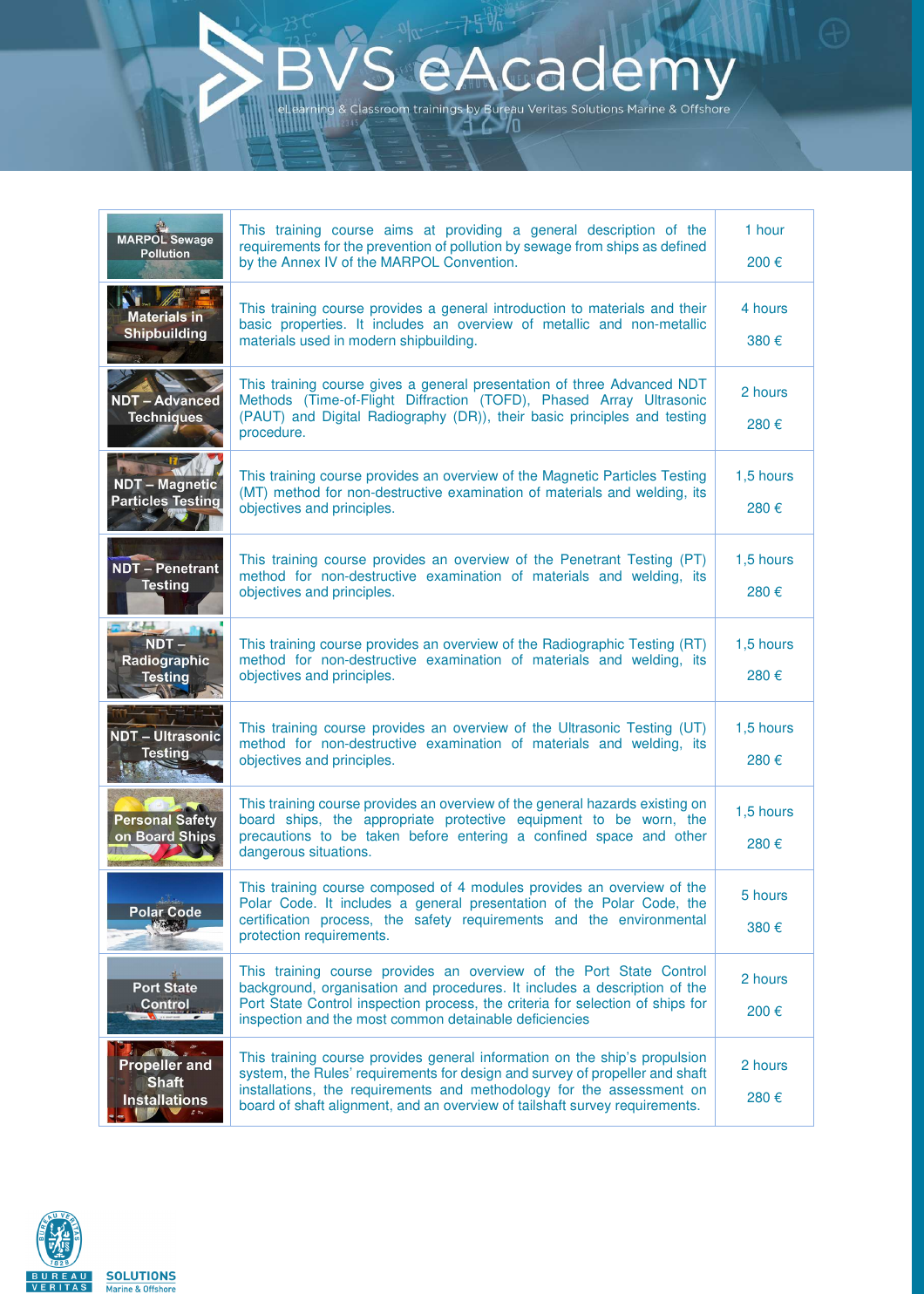# BVS eAcademy

eLearning & Classroom trainings by Bureau Veritas Solutions Marine & Offshore

| Course | Description | Duration / Price |
|---|---|---|
| MARPOL Sewage Pollution | This training course aims at providing a general description of the requirements for the prevention of pollution by sewage from ships as defined by the Annex IV of the MARPOL Convention. | 1 hour<br>200 € |
| Materials in Shipbuilding | This training course provides a general introduction to materials and their basic properties. It includes an overview of metallic and non-metallic materials used in modern shipbuilding. | 4 hours<br>380 € |
| NDT – Advanced Techniques | This training course gives a general presentation of three Advanced NDT Methods (Time-of-Flight Diffraction (TOFD), Phased Array Ultrasonic (PAUT) and Digital Radiography (DR)), their basic principles and testing procedure. | 2 hours<br>280 € |
| NDT – Magnetic Particles Testing | This training course provides an overview of the Magnetic Particles Testing (MT) method for non-destructive examination of materials and welding, its objectives and principles. | 1,5 hours<br>280 € |
| NDT – Penetrant Testing | This training course provides an overview of the Penetrant Testing (PT) method for non-destructive examination of materials and welding, its objectives and principles. | 1,5 hours<br>280 € |
| NDT – Radiographic Testing | This training course provides an overview of the Radiographic Testing (RT) method for non-destructive examination of materials and welding, its objectives and principles. | 1,5 hours<br>280 € |
| NDT – Ultrasonic Testing | This training course provides an overview of the Ultrasonic Testing (UT) method for non-destructive examination of materials and welding, its objectives and principles. | 1,5 hours<br>280 € |
| Personal Safety on Board Ships | This training course provides an overview of the general hazards existing on board ships, the appropriate protective equipment to be worn, the precautions to be taken before entering a confined space and other dangerous situations. | 1,5 hours<br>280 € |
| Polar Code | This training course composed of 4 modules provides an overview of the Polar Code. It includes a general presentation of the Polar Code, the certification process, the safety requirements and the environmental protection requirements. | 5 hours<br>380 € |
| Port State Control | This training course provides an overview of the Port State Control background, organisation and procedures. It includes a description of the Port State Control inspection process, the criteria for selection of ships for inspection and the most common detainable deficiencies | 2 hours<br>200 € |
| Propeller and Shaft Installations | This training course provides general information on the ship's propulsion system, the Rules' requirements for design and survey of propeller and shaft installations, the requirements and methodology for the assessment on board of shaft alignment, and an overview of tailshaft survey requirements. | 2 hours<br>280 € |

BUREAU VERITAS SOLUTIONS Marine & Offshore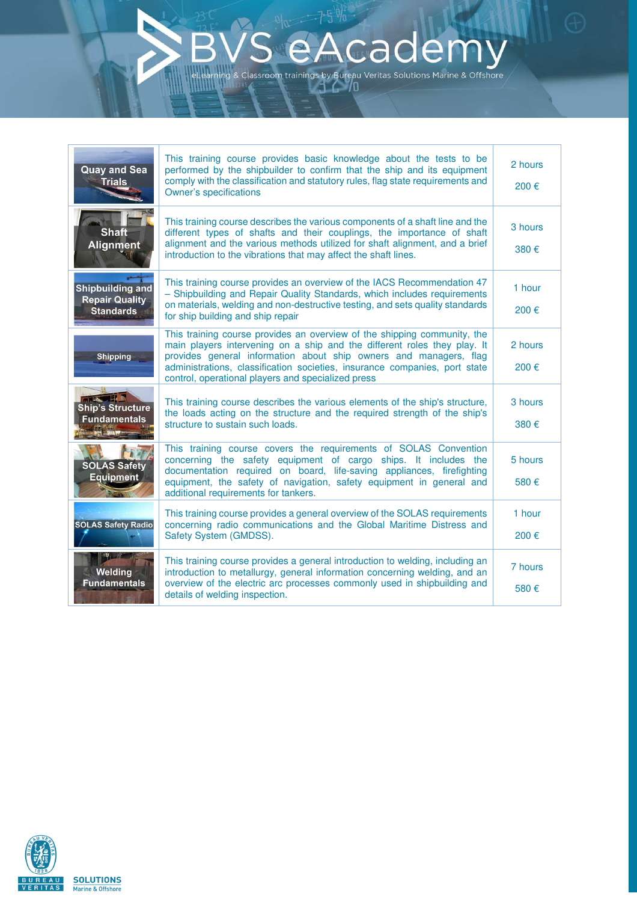# BVS eAcademy

eLearning & Classroom trainings by Bureau Veritas Solutions Marine & Offshore

| | | |
|---|---|---|
| Quay and Sea Trials | This training course provides basic knowledge about the tests to be performed by the shipbuilder to confirm that the ship and its equipment comply with the classification and statutory rules, flag state requirements and Owner's specifications | 2 hours<br>200 € |
| Shaft Alignment | This training course describes the various components of a shaft line and the different types of shafts and their couplings, the importance of shaft alignment and the various methods utilized for shaft alignment, and a brief introduction to the vibrations that may affect the shaft lines. | 3 hours<br>380 € |
| Shipbuilding and Repair Quality Standards | This training course provides an overview of the IACS Recommendation 47 – Shipbuilding and Repair Quality Standards, which includes requirements on materials, welding and non-destructive testing, and sets quality standards for ship building and ship repair | 1 hour<br>200 € |
| Shipping | This training course provides an overview of the shipping community, the main players intervening on a ship and the different roles they play. It provides general information about ship owners and managers, flag administrations, classification societies, insurance companies, port state control, operational players and specialized press | 2 hours<br>200 € |
| Ship's Structure Fundamentals | This training course describes the various elements of the ship's structure, the loads acting on the structure and the required strength of the ship's structure to sustain such loads. | 3 hours<br>380 € |
| SOLAS Safety Equipment | This training course covers the requirements of SOLAS Convention concerning the safety equipment of cargo ships. It includes the documentation required on board, life-saving appliances, firefighting equipment, the safety of navigation, safety equipment in general and additional requirements for tankers. | 5 hours<br>580 € |
| SOLAS Safety Radio | This training course provides a general overview of the SOLAS requirements concerning radio communications and the Global Maritime Distress and Safety System (GMDSS). | 1 hour<br>200 € |
| Welding Fundamentals | This training course provides a general introduction to welding, including an introduction to metallurgy, general information concerning welding, and an overview of the electric arc processes commonly used in shipbuilding and details of welding inspection. | 7 hours<br>580 € |

BUREAU VERITAS 1828 SOLUTIONS Marine & Offshore